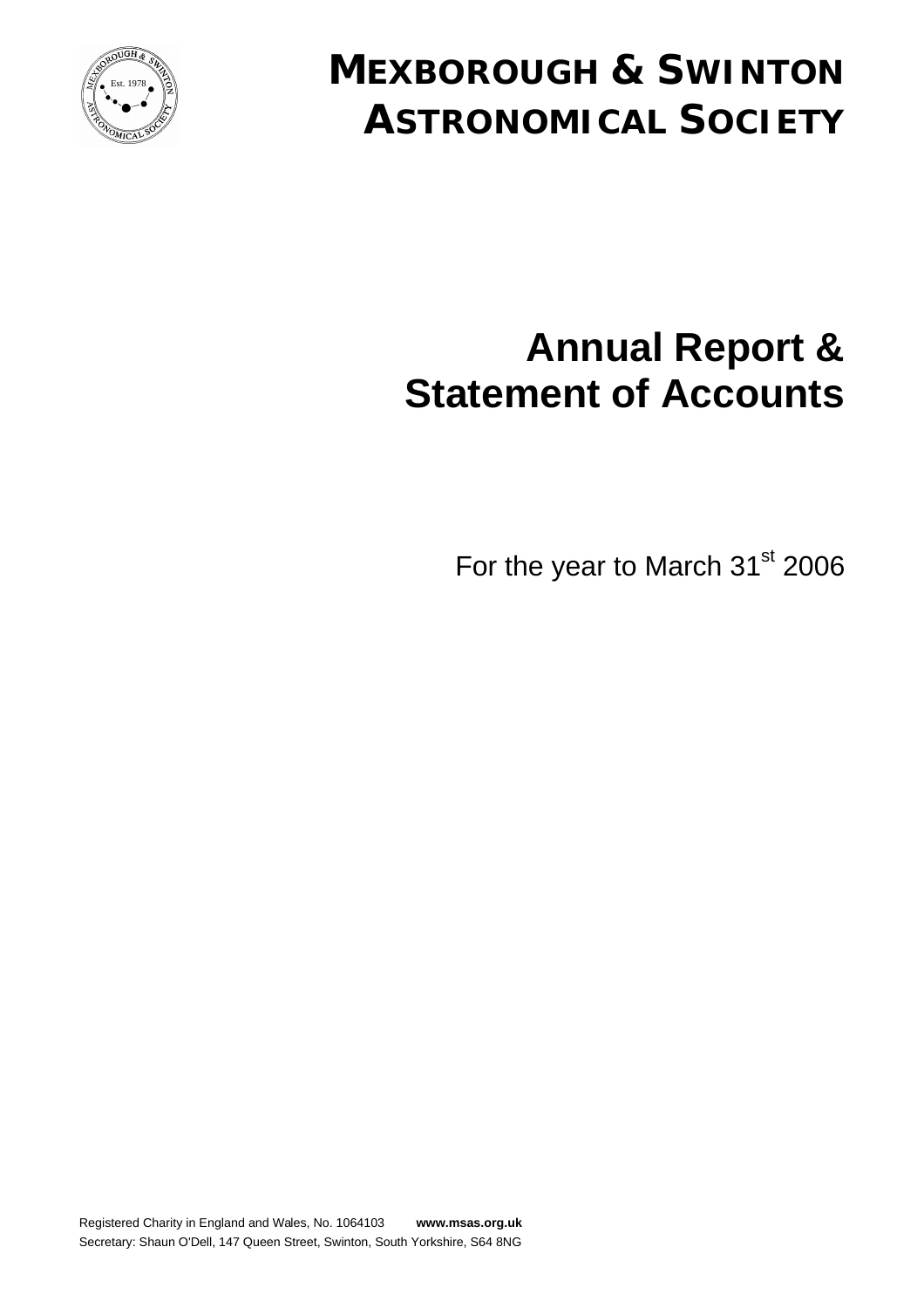# MEXBOROUGH & SWINTON ASTRONOMICAL SOCIETY

# Annual Report & Statement of Accounts

For the year to March 31st 2006

Registered Charity in England and Wales, No. 1064103 **www.msas.org.uk**

Secretary: Shaun O'Dell, 147 Queen Street, Swinton, South Yorkshire, S64 8NG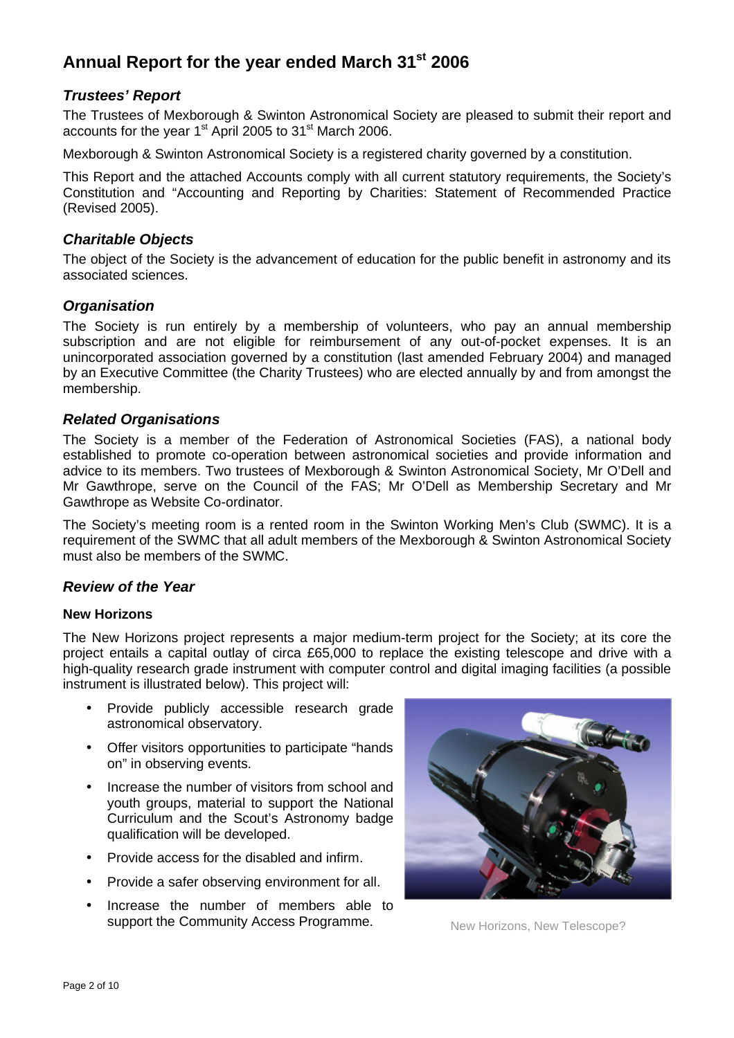# Annual Report for the year ended March 31st 2006

### *Trustees' Report*

The Trustees of Mexborough & Swinton Astronomical Society are pleased to submit their report and accounts for the year 1st April 2005 to 31st March 2006.

Mexborough & Swinton Astronomical Society is a registered charity governed by a constitution.

This Report and the attached Accounts comply with all current statutory requirements, the Society's Constitution and "Accounting and Reporting by Charities: Statement of Recommended Practice (Revised 2005).

### *Charitable Objects*

The object of the Society is the advancement of education for the public benefit in astronomy and its associated sciences.

### *Organisation*

The Society is run entirely by a membership of volunteers, who pay an annual membership subscription and are not eligible for reimbursement of any out-of-pocket expenses. It is an unincorporated association governed by a constitution (last amended February 2004) and managed by an Executive Committee (the Charity Trustees) who are elected annually by and from amongst the membership.

### *Related Organisations*

The Society is a member of the Federation of Astronomical Societies (FAS), a national body established to promote co-operation between astronomical societies and provide information and advice to its members. Two trustees of Mexborough & Swinton Astronomical Society, Mr O'Dell and Mr Gawthrope, serve on the Council of the FAS; Mr O'Dell as Membership Secretary and Mr Gawthrope as Website Co-ordinator.

The Society's meeting room is a rented room in the Swinton Working Men's Club (SWMC). It is a requirement of the SWMC that all adult members of the Mexborough & Swinton Astronomical Society must also be members of the SWMC.

### *Review of the Year*

#### **New Horizons**

The New Horizons project represents a major medium-term project for the Society; at its core the project entails a capital outlay of circa £65,000 to replace the existing telescope and drive with a high-quality research grade instrument with computer control and digital imaging facilities (a possible instrument is illustrated below). This project will:

- Provide publicly accessible research grade astronomical observatory.
- Offer visitors opportunities to participate "hands on" in observing events.
- Increase the number of visitors from school and youth groups, material to support the National Curriculum and the Scout's Astronomy badge qualification will be developed.
- Provide access for the disabled and infirm.
- Provide a safer observing environment for all.
- Increase the number of members able to support the Community Access Programme.

New Horizons, New Telescope?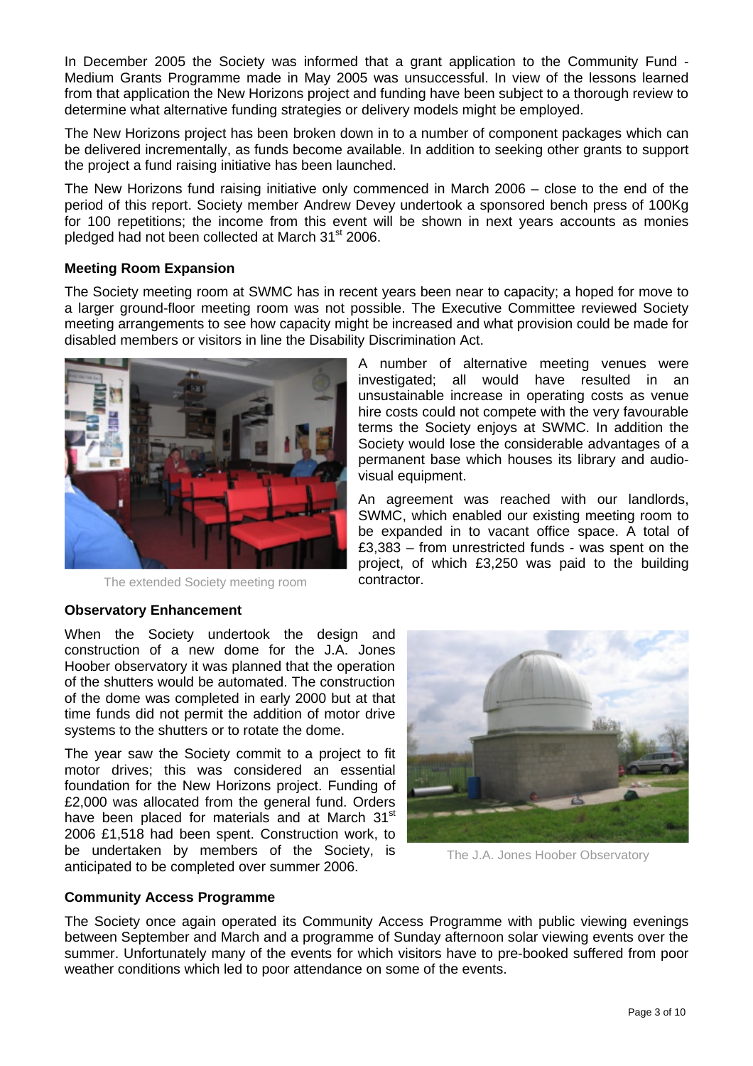In December 2005 the Society was informed that a grant application to the Community Fund - Medium Grants Programme made in May 2005 was unsuccessful. In view of the lessons learned from that application the New Horizons project and funding have been subject to a thorough review to determine what alternative funding strategies or delivery models might be employed.

The New Horizons project has been broken down in to a number of component packages which can be delivered incrementally, as funds become available. In addition to seeking other grants to support the project a fund raising initiative has been launched.

The New Horizons fund raising initiative only commenced in March 2006 – close to the end of the period of this report. Society member Andrew Devey undertook a sponsored bench press of 100Kg for 100 repetitions; the income from this event will be shown in next years accounts as monies pledged had not been collected at March 31st 2006.

### Meeting Room Expansion

The Society meeting room at SWMC has in recent years been near to capacity; a hoped for move to a larger ground-floor meeting room was not possible. The Executive Committee reviewed Society meeting arrangements to see how capacity might be increased and what provision could be made for disabled members or visitors in line the Disability Discrimination Act.

The extended Society meeting room

A number of alternative meeting venues were investigated; all would have resulted in an unsustainable increase in operating costs as venue hire costs could not compete with the very favourable terms the Society enjoys at SWMC. In addition the Society would lose the considerable advantages of a permanent base which houses its library and audio-visual equipment.

An agreement was reached with our landlords, SWMC, which enabled our existing meeting room to be expanded in to vacant office space. A total of £3,383 – from unrestricted funds - was spent on the project, of which £3,250 was paid to the building contractor.

### Observatory Enhancement

When the Society undertook the design and construction of a new dome for the J.A. Jones Hoober observatory it was planned that the operation of the shutters would be automated. The construction of the dome was completed in early 2000 but at that time funds did not permit the addition of motor drive systems to the shutters or to rotate the dome.

The year saw the Society commit to a project to fit motor drives; this was considered an essential foundation for the New Horizons project. Funding of £2,000 was allocated from the general fund. Orders have been placed for materials and at March 31st 2006 £1,518 had been spent. Construction work, to be undertaken by members of the Society, is anticipated to be completed over summer 2006.

The J.A. Jones Hoober Observatory

### Community Access Programme

The Society once again operated its Community Access Programme with public viewing evenings between September and March and a programme of Sunday afternoon solar viewing events over the summer. Unfortunately many of the events for which visitors have to pre-booked suffered from poor weather conditions which led to poor attendance on some of the events.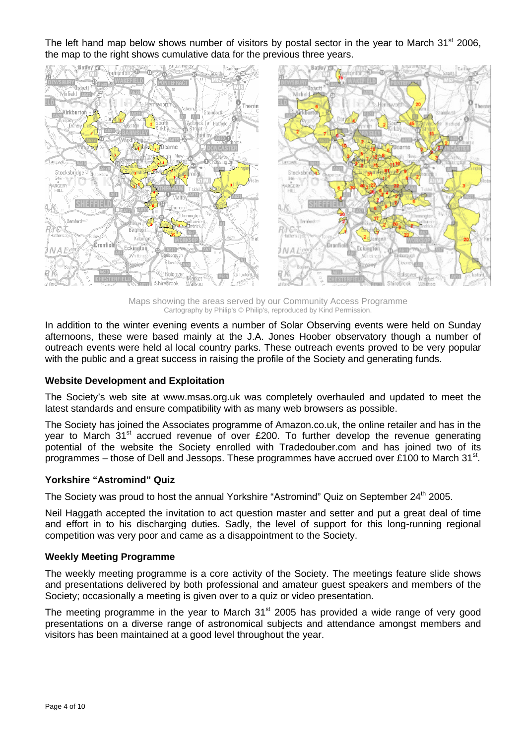The left hand map below shows number of visitors by postal sector in the year to March 31st 2006, the map to the right shows cumulative data for the previous three years.

Maps showing the areas served by our Community Access Programme
Cartography by Philip's © Philip's, reproduced by Kind Permission.

In addition to the winter evening events a number of Solar Observing events were held on Sunday afternoons, these were based mainly at the J.A. Jones Hoober observatory though a number of outreach events were held al local country parks. These outreach events proved to be very popular with the public and a great success in raising the profile of the Society and generating funds.

### Website Development and Exploitation

The Society's web site at www.msas.org.uk was completely overhauled and updated to meet the latest standards and ensure compatibility with as many web browsers as possible.

The Society has joined the Associates programme of Amazon.co.uk, the online retailer and has in the year to March 31st accrued revenue of over £200. To further develop the revenue generating potential of the website the Society enrolled with Tradedoubler.com and has joined two of its programmes – those of Dell and Jessops. These programmes have accrued over £100 to March 31st.

### Yorkshire "Astromind" Quiz

The Society was proud to host the annual Yorkshire "Astromind" Quiz on September 24th 2005.

Neil Haggath accepted the invitation to act question master and setter and put a great deal of time and effort in to his discharging duties. Sadly, the level of support for this long-running regional competition was very poor and came as a disappointment to the Society.

### Weekly Meeting Programme

The weekly meeting programme is a core activity of the Society. The meetings feature slide shows and presentations delivered by both professional and amateur guest speakers and members of the Society; occasionally a meeting is given over to a quiz or video presentation.

The meeting programme in the year to March 31st 2005 has provided a wide range of very good presentations on a diverse range of astronomical subjects and attendance amongst members and visitors has been maintained at a good level throughout the year.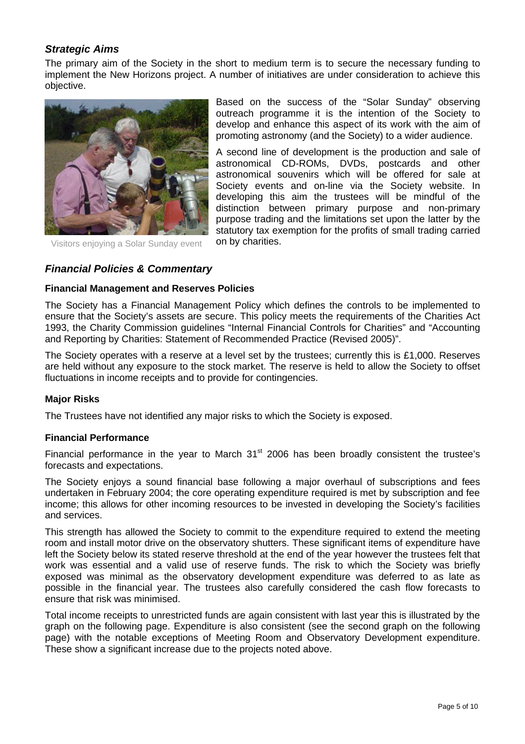### *Strategic Aims*

The primary aim of the Society in the short to medium term is to secure the necessary funding to implement the New Horizons project. A number of initiatives are under consideration to achieve this objective.

Visitors enjoying a Solar Sunday event

Based on the success of the "Solar Sunday" observing outreach programme it is the intention of the Society to develop and enhance this aspect of its work with the aim of promoting astronomy (and the Society) to a wider audience.

A second line of development is the production and sale of astronomical CD-ROMs, DVDs, postcards and other astronomical souvenirs which will be offered for sale at Society events and on-line via the Society website. In developing this aim the trustees will be mindful of the distinction between primary purpose and non-primary purpose trading and the limitations set upon the latter by the statutory tax exemption for the profits of small trading carried on by charities.

### *Financial Policies & Commentary*

#### Financial Management and Reserves Policies

The Society has a Financial Management Policy which defines the controls to be implemented to ensure that the Society's assets are secure. This policy meets the requirements of the Charities Act 1993, the Charity Commission guidelines "Internal Financial Controls for Charities" and "Accounting and Reporting by Charities: Statement of Recommended Practice (Revised 2005)".

The Society operates with a reserve at a level set by the trustees; currently this is £1,000. Reserves are held without any exposure to the stock market. The reserve is held to allow the Society to offset fluctuations in income receipts and to provide for contingencies.

#### Major Risks

The Trustees have not identified any major risks to which the Society is exposed.

#### Financial Performance

Financial performance in the year to March 31st 2006 has been broadly consistent the trustee's forecasts and expectations.

The Society enjoys a sound financial base following a major overhaul of subscriptions and fees undertaken in February 2004; the core operating expenditure required is met by subscription and fee income; this allows for other incoming resources to be invested in developing the Society's facilities and services.

This strength has allowed the Society to commit to the expenditure required to extend the meeting room and install motor drive on the observatory shutters. These significant items of expenditure have left the Society below its stated reserve threshold at the end of the year however the trustees felt that work was essential and a valid use of reserve funds. The risk to which the Society was briefly exposed was minimal as the observatory development expenditure was deferred to as late as possible in the financial year. The trustees also carefully considered the cash flow forecasts to ensure that risk was minimised.

Total income receipts to unrestricted funds are again consistent with last year this is illustrated by the graph on the following page. Expenditure is also consistent (see the second graph on the following page) with the notable exceptions of Meeting Room and Observatory Development expenditure. These show a significant increase due to the projects noted above.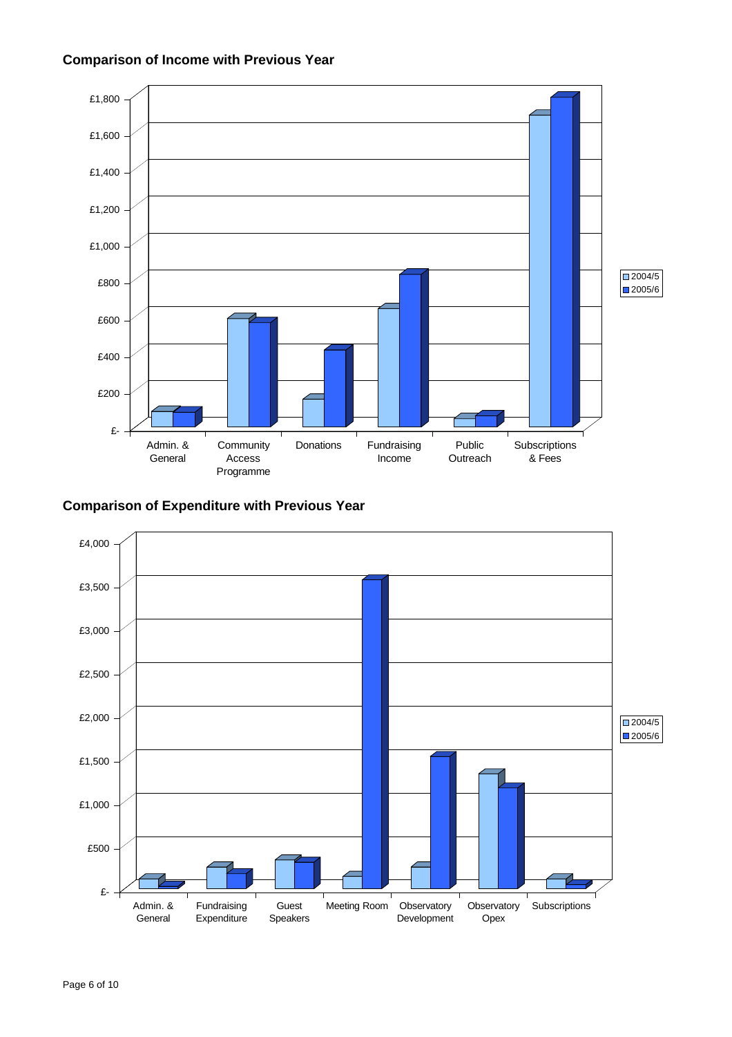## Comparison of Income with Previous Year

£1,800
£1,600
£1,400
£1,200
£1,000
£800
£600
£400
£200
£-

Admin. & General | Community Access Programme | Donations | Fundraising Income | Public Outreach | Subscriptions & Fees

2004/5
2005/6

## Comparison of Expenditure with Previous Year

£4,000
£3,500
£3,000
£2,500
£2,000
£1,500
£1,000
£500
£-

Admin. & General | Fundraising Expenditure | Guest Speakers | Meeting Room | Observatory Development | Observatory Opex | Subscriptions

2004/5
2005/6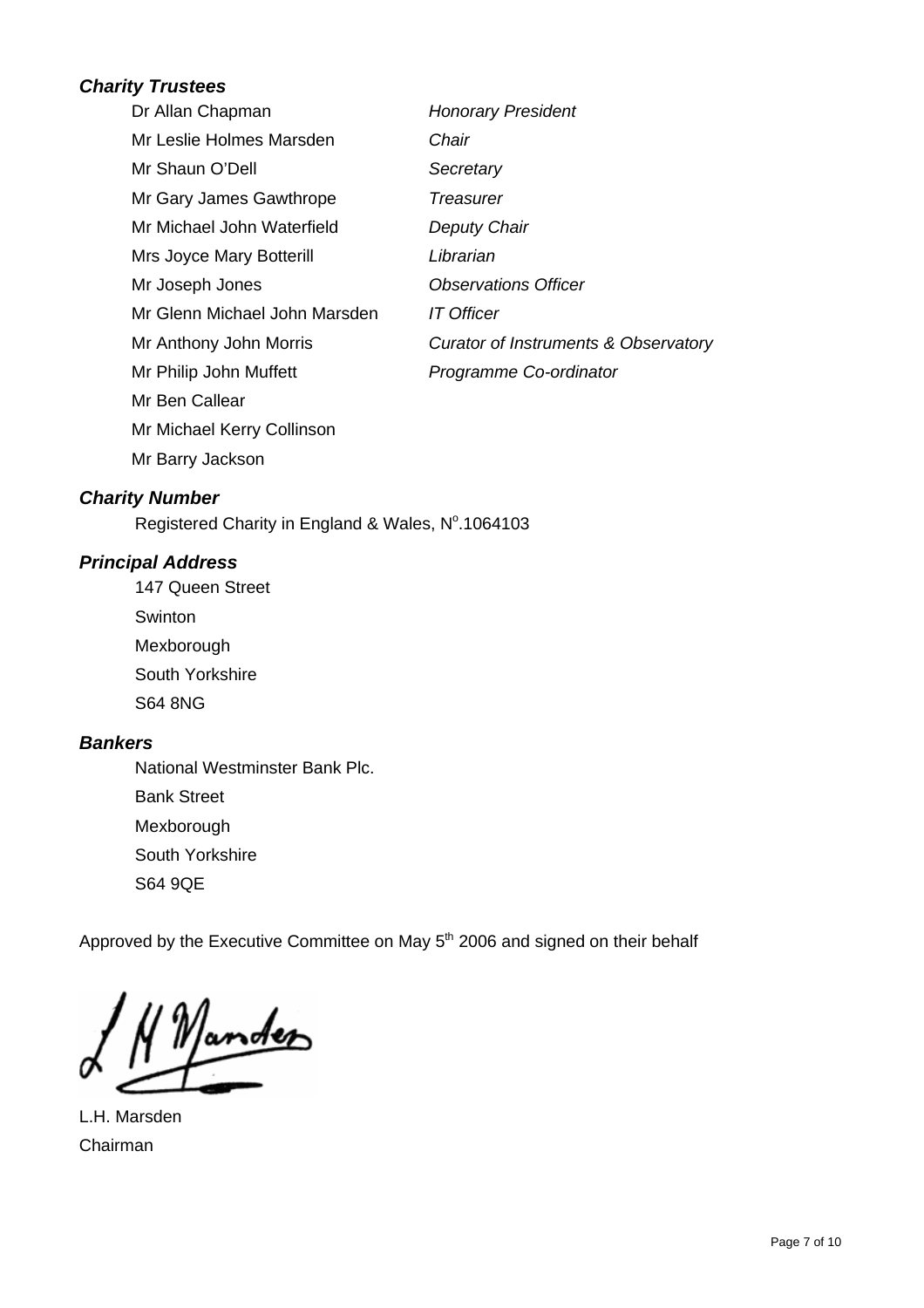### *Charity Trustees*

| | |
|---|---|
| Dr Allan Chapman | *Honorary President* |
| Mr Leslie Holmes Marsden | *Chair* |
| Mr Shaun O'Dell | *Secretary* |
| Mr Gary James Gawthrope | *Treasurer* |
| Mr Michael John Waterfield | *Deputy Chair* |
| Mrs Joyce Mary Botterill | *Librarian* |
| Mr Joseph Jones | *Observations Officer* |
| Mr Glenn Michael John Marsden | *IT Officer* |
| Mr Anthony John Morris | *Curator of Instruments & Observatory* |
| Mr Philip John Muffett | *Programme Co-ordinator* |
| Mr Ben Callear | |
| Mr Michael Kerry Collinson | |
| Mr Barry Jackson | |

### *Charity Number*

Registered Charity in England & Wales, N$^o$.1064103

### *Principal Address*

147 Queen Street
Swinton
Mexborough
South Yorkshire
S64 8NG

### *Bankers*

National Westminster Bank Plc.
Bank Street
Mexborough
South Yorkshire
S64 9QE

Approved by the Executive Committee on May 5th 2006 and signed on their behalf

L.H. Marsden
Chairman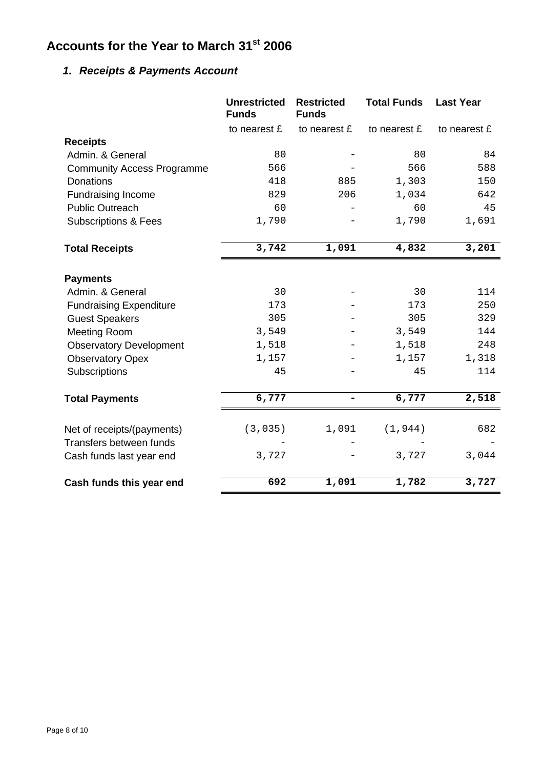# Accounts for the Year to March 31st 2006

## *1. Receipts & Payments Account*

| | Unrestricted Funds | Restricted Funds | Total Funds | Last Year |
|---|---|---|---|---|
| | to nearest £ | to nearest £ | to nearest £ | to nearest £ |
| **Receipts** | | | | |
| Admin. & General | 80 | - | 80 | 84 |
| Community Access Programme | 566 | - | 566 | 588 |
| Donations | 418 | 885 | 1,303 | 150 |
| Fundraising Income | 829 | 206 | 1,034 | 642 |
| Public Outreach | 60 | - | 60 | 45 |
| Subscriptions & Fees | 1,790 | - | 1,790 | 1,691 |
| **Total Receipts** | **3,742** | **1,091** | **4,832** | **3,201** |
| **Payments** | | | | |
| Admin. & General | 30 | - | 30 | 114 |
| Fundraising Expenditure | 173 | - | 173 | 250 |
| Guest Speakers | 305 | - | 305 | 329 |
| Meeting Room | 3,549 | - | 3,549 | 144 |
| Observatory Development | 1,518 | - | 1,518 | 248 |
| Observatory Opex | 1,157 | - | 1,157 | 1,318 |
| Subscriptions | 45 | - | 45 | 114 |
| **Total Payments** | **6,777** | **-** | **6,777** | **2,518** |
| Net of receipts/(payments) | (3,035) | 1,091 | (1,944) | 682 |
| Transfers between funds | - | - | - | - |
| Cash funds last year end | 3,727 | - | 3,727 | 3,044 |
| **Cash funds this year end** | **692** | **1,091** | **1,782** | **3,727** |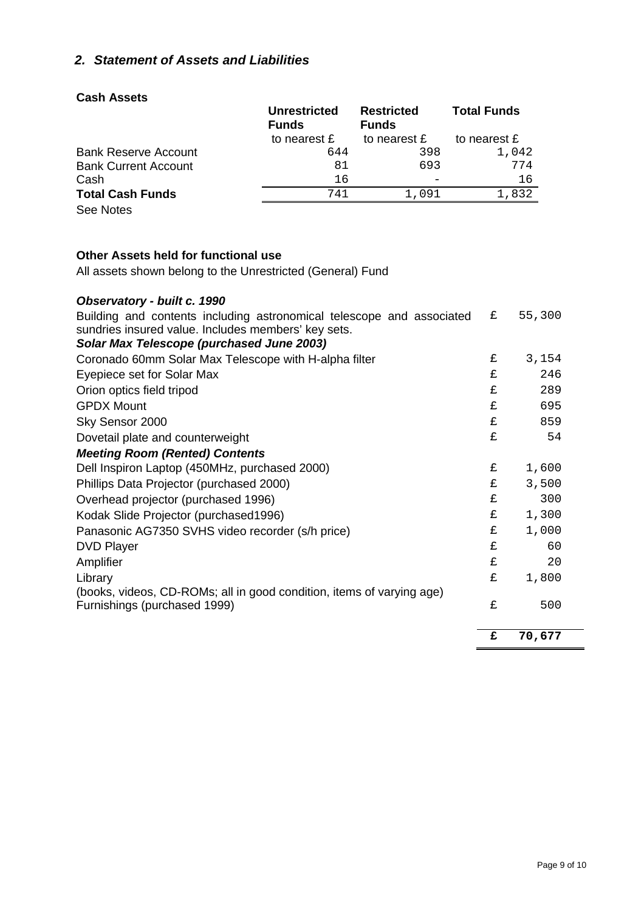## *2. Statement of Assets and Liabilities*

### Cash Assets

| | Unrestricted Funds | Restricted Funds | Total Funds |
|---|---|---|---|
| | to nearest £ | to nearest £ | to nearest £ |
| Bank Reserve Account | 644 | 398 | 1,042 |
| Bank Current Account | 81 | 693 | 774 |
| Cash | 16 | - | 16 |
| **Total Cash Funds** | 741 | 1,091 | 1,832 |

See Notes

### Other Assets held for functional use

All assets shown belong to the Unrestricted (General) Fund

| | | |
|---|---|---|
| ***Observatory - built c. 1990*** | | |
| Building and contents including astronomical telescope and associated sundries insured value. Includes members' key sets. | £ | 55,300 |
| ***Solar Max Telescope (purchased June 2003)*** | | |
| Coronado 60mm Solar Max Telescope with H-alpha filter | £ | 3,154 |
| Eyepiece set for Solar Max | £ | 246 |
| Orion optics field tripod | £ | 289 |
| GPDX Mount | £ | 695 |
| Sky Sensor 2000 | £ | 859 |
| Dovetail plate and counterweight | £ | 54 |
| ***Meeting Room (Rented) Contents*** | | |
| Dell Inspiron Laptop (450MHz, purchased 2000) | £ | 1,600 |
| Phillips Data Projector (purchased 2000) | £ | 3,500 |
| Overhead projector (purchased 1996) | £ | 300 |
| Kodak Slide Projector (purchased1996) | £ | 1,300 |
| Panasonic AG7350 SVHS video recorder (s/h price) | £ | 1,000 |
| DVD Player | £ | 60 |
| Amplifier | £ | 20 |
| Library (books, videos, CD-ROMs; all in good condition, items of varying age) | £ | 1,800 |
| Furnishings (purchased 1999) | £ | 500 |
| | **£** | **70,677** |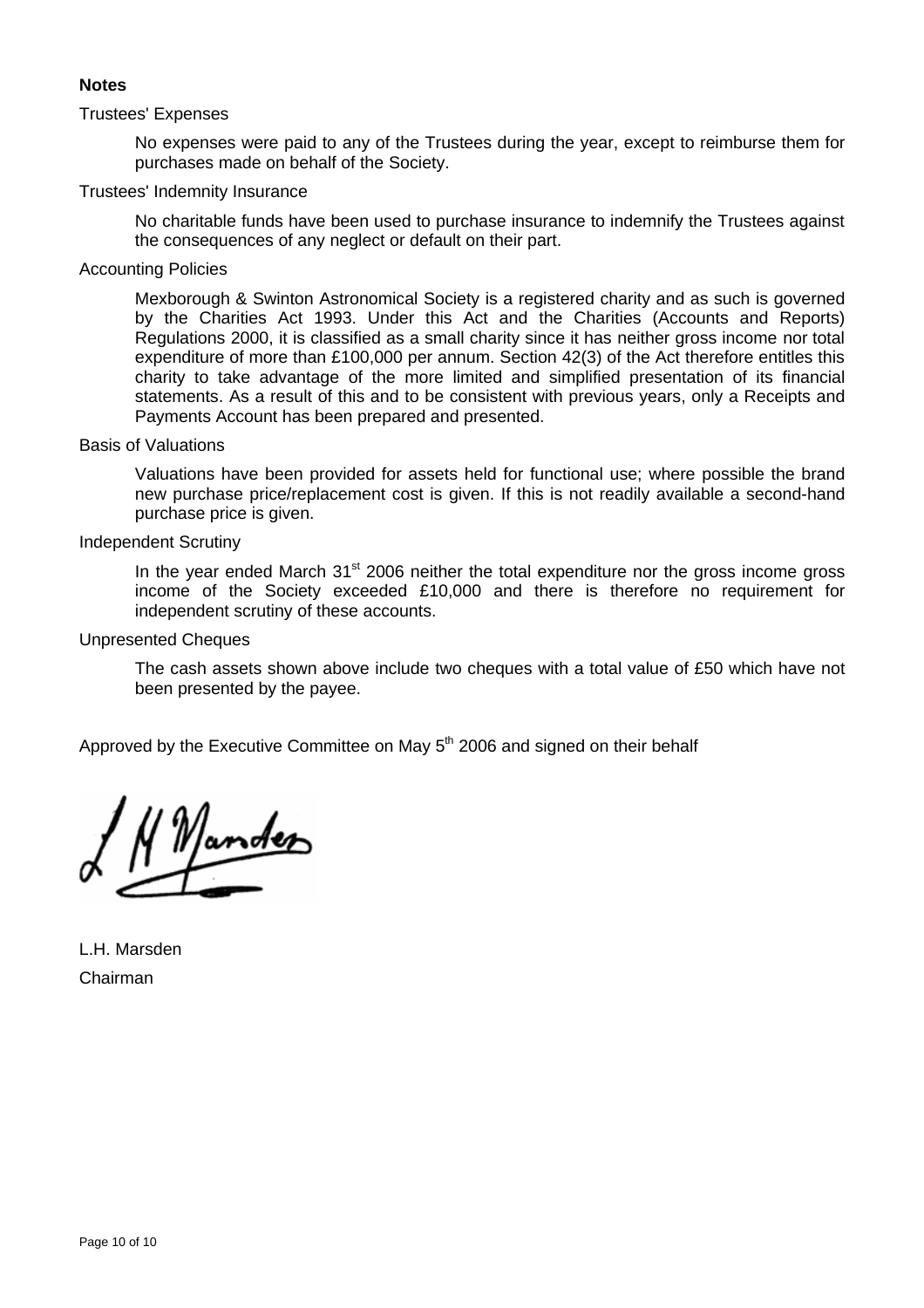**Notes**

Trustees' Expenses

No expenses were paid to any of the Trustees during the year, except to reimburse them for purchases made on behalf of the Society.

Trustees' Indemnity Insurance

No charitable funds have been used to purchase insurance to indemnify the Trustees against the consequences of any neglect or default on their part.

Accounting Policies

Mexborough & Swinton Astronomical Society is a registered charity and as such is governed by the Charities Act 1993. Under this Act and the Charities (Accounts and Reports) Regulations 2000, it is classified as a small charity since it has neither gross income nor total expenditure of more than £100,000 per annum. Section 42(3) of the Act therefore entitles this charity to take advantage of the more limited and simplified presentation of its financial statements. As a result of this and to be consistent with previous years, only a Receipts and Payments Account has been prepared and presented.

Basis of Valuations

Valuations have been provided for assets held for functional use; where possible the brand new purchase price/replacement cost is given. If this is not readily available a second-hand purchase price is given.

Independent Scrutiny

In the year ended March 31st 2006 neither the total expenditure nor the gross income gross income of the Society exceeded £10,000 and there is therefore no requirement for independent scrutiny of these accounts.

Unpresented Cheques

The cash assets shown above include two cheques with a total value of £50 which have not been presented by the payee.

Approved by the Executive Committee on May 5th 2006 and signed on their behalf

L.H. Marsden
Chairman